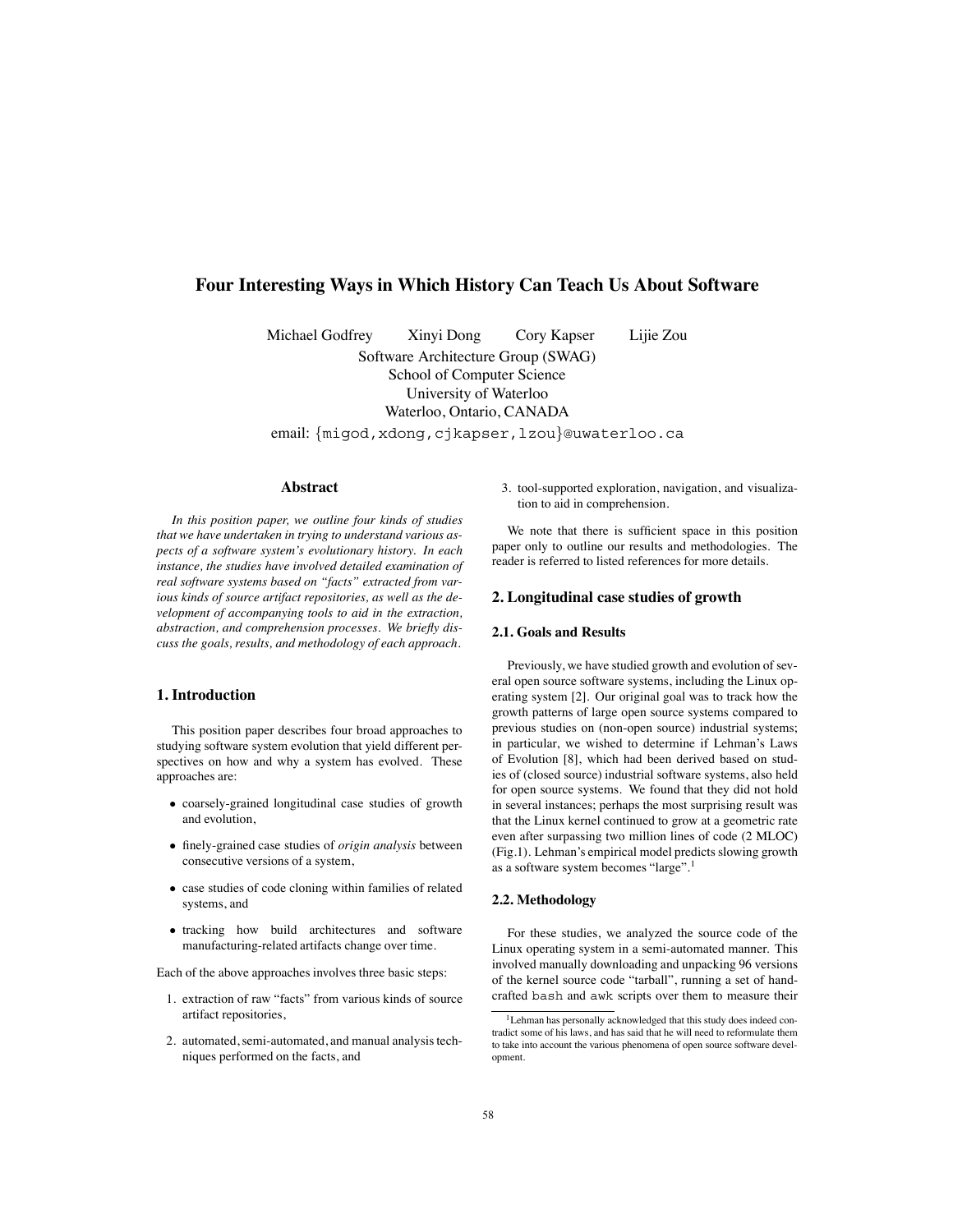# Four Interesting Ways in Which History Can Teach Us About Software

Michael Godfrey   Xinyi Dong   Cory Kapser   Lijie Zou

Software Architecture Group (SWAG)
School of Computer Science
University of Waterloo
Waterloo, Ontario, CANADA

email: {migod,xdong,cjkapser,lzou}@uwaterloo.ca

## Abstract

*In this position paper, we outline four kinds of studies that we have undertaken in trying to understand various aspects of a software system's evolutionary history. In each instance, the studies have involved detailed examination of real software systems based on "facts" extracted from various kinds of source artifact repositories, as well as the development of accompanying tools to aid in the extraction, abstraction, and comprehension processes. We briefly discuss the goals, results, and methodology of each approach.*

## 1. Introduction

This position paper describes four broad approaches to studying software system evolution that yield different perspectives on how and why a system has evolved. These approaches are:

- coarsely-grained longitudinal case studies of growth and evolution,
- finely-grained case studies of *origin analysis* between consecutive versions of a system,
- case studies of code cloning within families of related systems, and
- tracking how build architectures and software manufacturing-related artifacts change over time.

Each of the above approaches involves three basic steps:

1. extraction of raw "facts" from various kinds of source artifact repositories,
2. automated, semi-automated, and manual analysis techniques performed on the facts, and
3. tool-supported exploration, navigation, and visualization to aid in comprehension.

We note that there is sufficient space in this position paper only to outline our results and methodologies. The reader is referred to listed references for more details.

## 2. Longitudinal case studies of growth

### 2.1. Goals and Results

Previously, we have studied growth and evolution of several open source software systems, including the Linux operating system [2]. Our original goal was to track how the growth patterns of large open source systems compared to previous studies on (non-open source) industrial systems; in particular, we wished to determine if Lehman's Laws of Evolution [8], which had been derived based on studies of (closed source) industrial software systems, also held for open source systems. We found that they did not hold in several instances; perhaps the most surprising result was that the Linux kernel continued to grow at a geometric rate even after surpassing two million lines of code (2 MLOC) (Fig.1). Lehman's empirical model predicts slowing growth as a software system becomes "large".[1]

### 2.2. Methodology

For these studies, we analyzed the source code of the Linux operating system in a semi-automated manner. This involved manually downloading and unpacking 96 versions of the kernel source code "tarball", running a set of hand-crafted `bash` and `awk` scripts over them to measure their

[1] Lehman has personally acknowledged that this study does indeed contradict some of his laws, and has said that he will need to reformulate them to take into account the various phenomena of open source software development.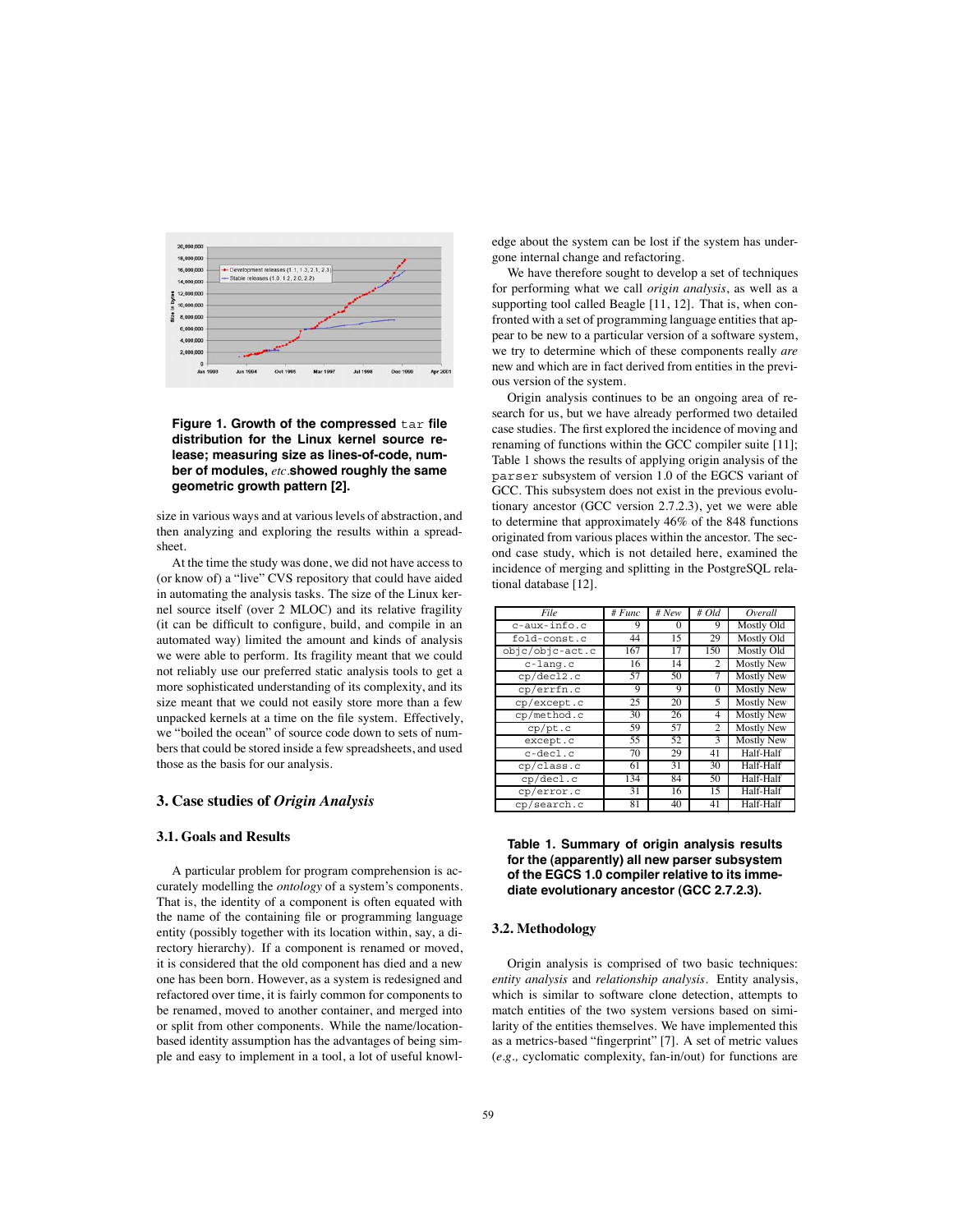**Figure 1. Growth of the compressed `tar` file distribution for the Linux kernel source release; measuring size as lines-of-code, number of modules, *etc.* showed roughly the same geometric growth pattern [2].**

size in various ways and at various levels of abstraction, and then analyzing and exploring the results within a spreadsheet.

At the time the study was done, we did not have access to (or know of) a "live" CVS repository that could have aided in automating the analysis tasks. The size of the Linux kernel source itself (over 2 MLOC) and its relative fragility (it can be difficult to configure, build, and compile in an automated way) limited the amount and kinds of analysis we were able to perform. Its fragility meant that we could not reliably use our preferred static analysis tools to get a more sophisticated understanding of its complexity, and its size meant that we could not easily store more than a few unpacked kernels at a time on the file system. Effectively, we "boiled the ocean" of source code down to sets of numbers that could be stored inside a few spreadsheets, and used those as the basis for our analysis.

## 3. Case studies of *Origin Analysis*

### 3.1. Goals and Results

A particular problem for program comprehension is accurately modelling the *ontology* of a system's components. That is, the identity of a component is often equated with the name of the containing file or programming language entity (possibly together with its location within, say, a directory hierarchy). If a component is renamed or moved, it is considered that the old component has died and a new one has been born. However, as a system is redesigned and refactored over time, it is fairly common for components to be renamed, moved to another container, and merged into or split from other components. While the name/location-based identity assumption has the advantages of being simple and easy to implement in a tool, a lot of useful knowledge about the system can be lost if the system has undergone internal change and refactoring.

We have therefore sought to develop a set of techniques for performing what we call *origin analysis*, as well as a supporting tool called Beagle [11, 12]. That is, when confronted with a set of programming language entities that appear to be new to a particular version of a software system, we try to determine which of these components really *are* new and which are in fact derived from entities in the previous version of the system.

Origin analysis continues to be an ongoing area of research for us, but we have already performed two detailed case studies. The first explored the incidence of moving and renaming of functions within the GCC compiler suite [11]; Table 1 shows the results of applying origin analysis of the `parser` subsystem of version 1.0 of the EGCS variant of GCC. This subsystem does not exist in the previous evolutionary ancestor (GCC version 2.7.2.3), yet we were able to determine that approximately 46% of the 848 functions originated from various places within the ancestor. The second case study, which is not detailed here, examined the incidence of merging and splitting in the PostgreSQL relational database [12].

| *File* | *# Func* | *# New* | *# Old* | *Overall* |
|---|---|---|---|---|
| `c-aux-info.c` | 9 | 0 | 9 | Mostly Old |
| `fold-const.c` | 44 | 15 | 29 | Mostly Old |
| `objc/objc-act.c` | 167 | 17 | 150 | Mostly Old |
| `c-lang.c` | 16 | 14 | 2 | Mostly New |
| `cp/decl2.c` | 57 | 50 | 7 | Mostly New |
| `cp/errfn.c` | 9 | 9 | 0 | Mostly New |
| `cp/except.c` | 25 | 20 | 5 | Mostly New |
| `cp/method.c` | 30 | 26 | 4 | Mostly New |
| `cp/pt.c` | 59 | 57 | 2 | Mostly New |
| `except.c` | 55 | 52 | 3 | Mostly New |
| `c-decl.c` | 70 | 29 | 41 | Half-Half |
| `cp/class.c` | 61 | 31 | 30 | Half-Half |
| `cp/decl.c` | 134 | 84 | 50 | Half-Half |
| `cp/error.c` | 31 | 16 | 15 | Half-Half |
| `cp/search.c` | 81 | 40 | 41 | Half-Half |

**Table 1. Summary of origin analysis results for the (apparently) all new parser subsystem of the EGCS 1.0 compiler relative to its immediate evolutionary ancestor (GCC 2.7.2.3).**

### 3.2. Methodology

Origin analysis is comprised of two basic techniques: *entity analysis* and *relationship analysis*. Entity analysis, which is similar to software clone detection, attempts to match entities of the two system versions based on similarity of the entities themselves. We have implemented this as a metrics-based "fingerprint" [7]. A set of metric values (*e.g.,* cyclomatic complexity, fan-in/out) for functions are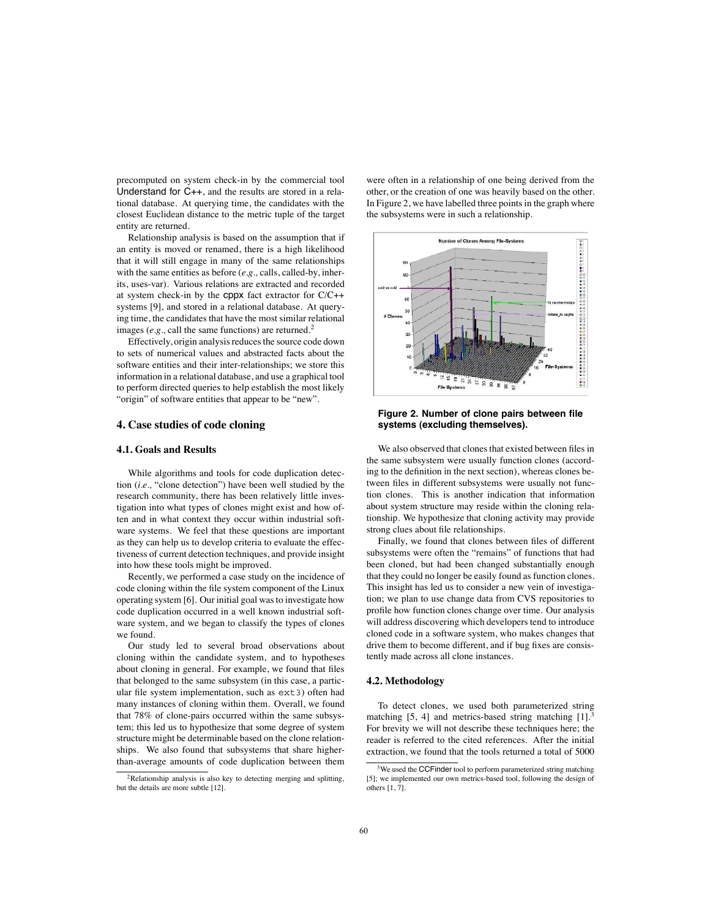precomputed on system check-in by the commercial tool Understand for C++, and the results are stored in a relational database. At querying time, the candidates with the closest Euclidean distance to the metric tuple of the target entity are returned.

Relationship analysis is based on the assumption that if an entity is moved or renamed, there is a high likelihood that it will still engage in many of the same relationships with the same entities as before (*e.g.,* calls, called-by, inherits, uses-var). Various relations are extracted and recorded at system check-in by the cppx fact extractor for C/C++ systems [9], and stored in a relational database. At querying time, the candidates that have the most similar relational images (*e.g.,* call the same functions) are returned.[2]

Effectively, origin analysis reduces the source code down to sets of numerical values and abstracted facts about the software entities and their inter-relationships; we store this information in a relational database, and use a graphical tool to perform directed queries to help establish the most likely "origin" of software entities that appear to be "new".

## 4. Case studies of code cloning

### 4.1. Goals and Results

While algorithms and tools for code duplication detection (*i.e.,* "clone detection") have been well studied by the research community, there has been relatively little investigation into what types of clones might exist and how often and in what context they occur within industrial software systems. We feel that these questions are important as they can help us to develop criteria to evaluate the effectiveness of current detection techniques, and provide insight into how these tools might be improved.

Recently, we performed a case study on the incidence of code cloning within the file system component of the Linux operating system [6]. Our initial goal was to investigate how code duplication occurred in a well known industrial software system, and we began to classify the types of clones we found.

Our study led to several broad observations about cloning within the candidate system, and to hypotheses about cloning in general. For example, we found that files that belonged to the same subsystem (in this case, a particular file system implementation, such as `ext3`) often had many instances of cloning within them. Overall, we found that 78% of clone-pairs occurred within the same subsystem; this led us to hypothesize that some degree of system structure might be determinable based on the clone relationships. We also found that subsystems that share higher-than-average amounts of code duplication between them were often in a relationship of one being derived from the other, or the creation of one was heavily based on the other. In Figure 2, we have labelled three points in the graph where the subsystems were in such a relationship.

**Figure 2. Number of clone pairs between file systems (excluding themselves).**

We also observed that clones that existed between files in the same subsystem were usually function clones (according to the definition in the next section), whereas clones between files in different subsystems were usually not function clones. This is another indication that information about system structure may reside within the cloning relationship. We hypothesize that cloning activity may provide strong clues about file relationships.

Finally, we found that clones between files of different subsystems were often the "remains" of functions that had been cloned, but had been changed substantially enough that they could no longer be easily found as function clones. This insight has led us to consider a new vein of investigation; we plan to use change data from CVS repositories to profile how function clones change over time. Our analysis will address discovering which developers tend to introduce cloned code in a software system, who makes changes that drive them to become different, and if bug fixes are consistently made across all clone instances.

### 4.2. Methodology

To detect clones, we used both parameterized string matching [5, 4] and metrics-based string matching [1].[3] For brevity we will not describe these techniques here; the reader is referred to the cited references. After the initial extraction, we found that the tools returned a total of 5000

[2] Relationship analysis is also key to detecting merging and splitting, but the details are more subtle [12].

[3] We used the CCFinder tool to perform parameterized string matching [5]; we implemented our own metrics-based tool, following the design of others [1, 7].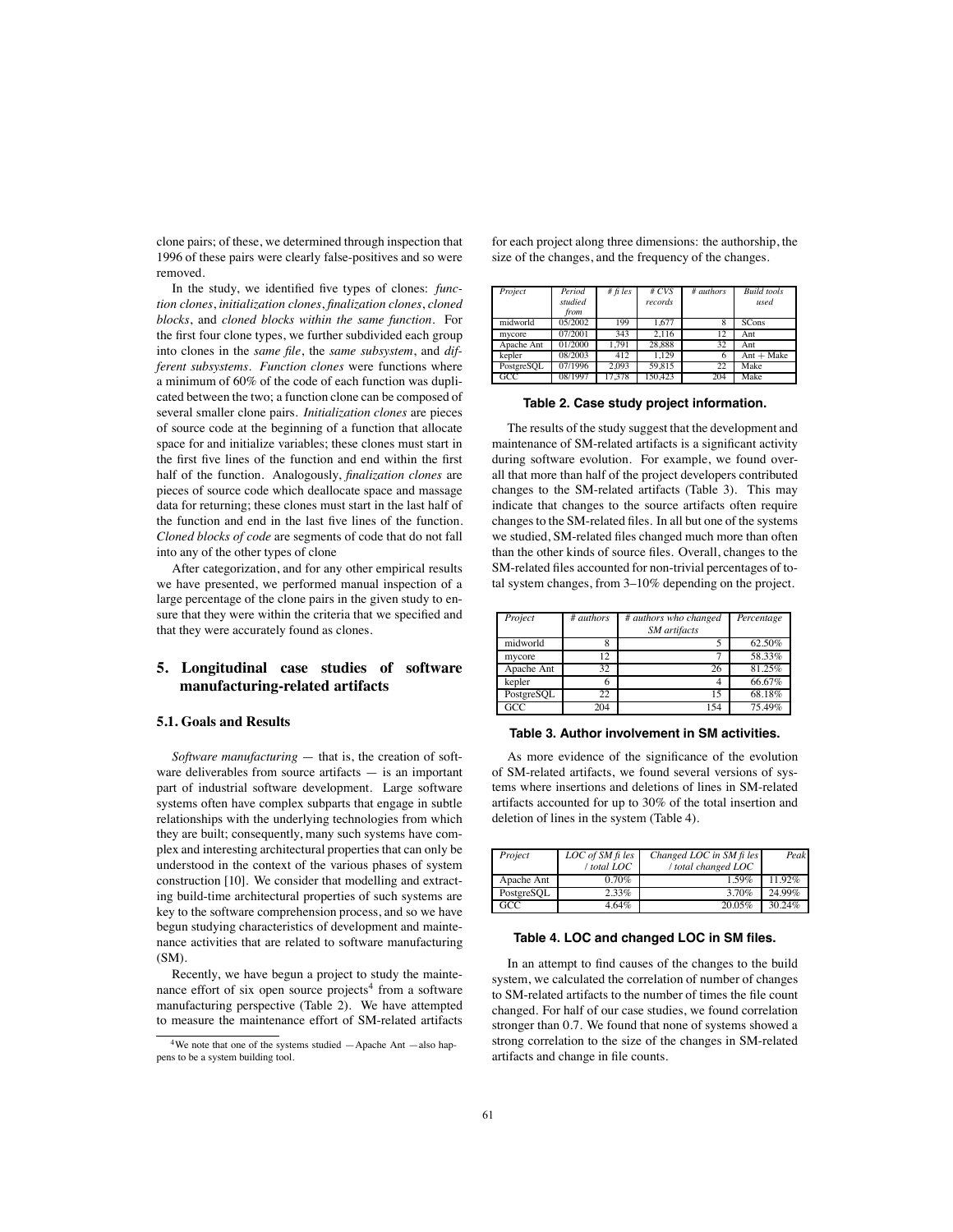clone pairs; of these, we determined through inspection that 1996 of these pairs were clearly false-positives and so were removed.

In the study, we identified five types of clones: *function clones*, *initialization clones*, *finalization clones*, *cloned blocks*, and *cloned blocks within the same function*. For the first four clone types, we further subdivided each group into clones in the *same file*, the *same subsystem*, and *different subsystems*. *Function clones* were functions where a minimum of 60% of the code of each function was duplicated between the two; a function clone can be composed of several smaller clone pairs. *Initialization clones* are pieces of source code at the beginning of a function that allocate space for and initialize variables; these clones must start in the first five lines of the function and end within the first half of the function. Analogously, *finalization clones* are pieces of source code which deallocate space and massage data for returning; these clones must start in the last half of the function and end in the last five lines of the function. *Cloned blocks of code* are segments of code that do not fall into any of the other types of clone

After categorization, and for any other empirical results we have presented, we performed manual inspection of a large percentage of the clone pairs in the given study to ensure that they were within the criteria that we specified and that they were accurately found as clones.

## 5. Longitudinal case studies of software manufacturing-related artifacts

### 5.1. Goals and Results

*Software manufacturing* — that is, the creation of software deliverables from source artifacts — is an important part of industrial software development. Large software systems often have complex subparts that engage in subtle relationships with the underlying technologies from which they are built; consequently, many such systems have complex and interesting architectural properties that can only be understood in the context of the various phases of system construction [10]. We consider that modelling and extracting build-time architectural properties of such systems are key to the software comprehension process, and so we have begun studying characteristics of development and maintenance activities that are related to software manufacturing (SM).

Recently, we have begun a project to study the maintenance effort of six open source projects[4] from a software manufacturing perspective (Table 2). We have attempted to measure the maintenance effort of SM-related artifacts for each project along three dimensions: the authorship, the size of the changes, and the frequency of the changes.

| *Project* | *Period studied from* | *# files* | *# CVS records* | *# authors* | *Build tools used* |
|---|---|---|---|---|---|
| midworld | 05/2002 | 199 | 1,677 | 8 | SCons |
| mycore | 07/2001 | 343 | 2,116 | 12 | Ant |
| Apache Ant | 01/2000 | 1,791 | 28,888 | 32 | Ant |
| kepler | 08/2003 | 412 | 1,129 | 6 | Ant + Make |
| PostgreSQL | 07/1996 | 2,093 | 59,815 | 22 | Make |
| GCC | 08/1997 | 17,378 | 150,423 | 204 | Make |

**Table 2. Case study project information.**

The results of the study suggest that the development and maintenance of SM-related artifacts is a significant activity during software evolution. For example, we found overall that more than half of the project developers contributed changes to the SM-related artifacts (Table 3). This may indicate that changes to the source artifacts often require changes to the SM-related files. In all but one of the systems we studied, SM-related files changed much more than often than the other kinds of source files. Overall, changes to the SM-related files accounted for non-trivial percentages of total system changes, from 3–10% depending on the project.

| *Project* | *# authors* | *# authors who changed SM artifacts* | *Percentage* |
|---|---|---|---|
| midworld | 8 | 5 | 62.50% |
| mycore | 12 | 7 | 58.33% |
| Apache Ant | 32 | 26 | 81.25% |
| kepler | 6 | 4 | 66.67% |
| PostgreSQL | 22 | 15 | 68.18% |
| GCC | 204 | 154 | 75.49% |

**Table 3. Author involvement in SM activities.**

As more evidence of the significance of the evolution of SM-related artifacts, we found several versions of systems where insertions and deletions of lines in SM-related artifacts accounted for up to 30% of the total insertion and deletion of lines in the system (Table 4).

| *Project* | *LOC of SM files / total LOC* | *Changed LOC in SM files / total changed LOC* | *Peak* |
|---|---|---|---|
| Apache Ant | 0.70% | 1.59% | 11.92% |
| PostgreSQL | 2.33% | 3.70% | 24.99% |
| GCC | 4.64% | 20.05% | 30.24% |

**Table 4. LOC and changed LOC in SM files.**

In an attempt to find causes of the changes to the build system, we calculated the correlation of number of changes to SM-related artifacts to the number of times the file count changed. For half of our case studies, we found correlation stronger than 0.7. We found that none of systems showed a strong correlation to the size of the changes in SM-related artifacts and change in file counts.

[4] We note that one of the systems studied —Apache Ant —also happens to be a system building tool.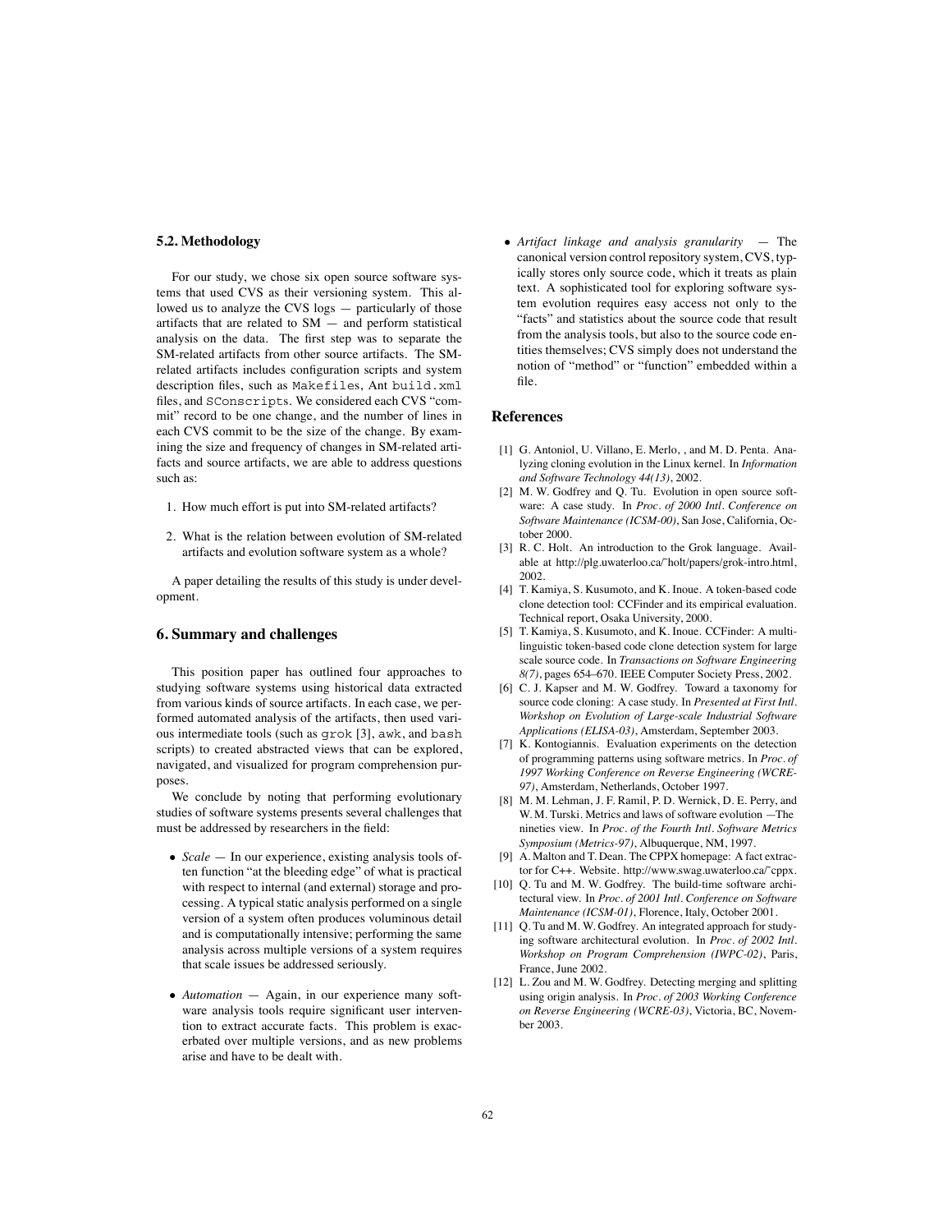### 5.2. Methodology

For our study, we chose six open source software systems that used CVS as their versioning system. This allowed us to analyze the CVS logs — particularly of those artifacts that are related to SM — and perform statistical analysis on the data. The first step was to separate the SM-related artifacts from other source artifacts. The SM-related artifacts includes configuration scripts and system description files, such as `Makefiles`, Ant `build.xml` files, and `SConscripts`. We considered each CVS "commit" record to be one change, and the number of lines in each CVS commit to be the size of the change. By examining the size and frequency of changes in SM-related artifacts and source artifacts, we are able to address questions such as:

1. How much effort is put into SM-related artifacts?
2. What is the relation between evolution of SM-related artifacts and evolution software system as a whole?

A paper detailing the results of this study is under development.

## 6. Summary and challenges

This position paper has outlined four approaches to studying software systems using historical data extracted from various kinds of source artifacts. In each case, we performed automated analysis of the artifacts, then used various intermediate tools (such as `grok` [3], `awk`, and `bash` scripts) to created abstracted views that can be explored, navigated, and visualized for program comprehension purposes.

We conclude by noting that performing evolutionary studies of software systems presents several challenges that must be addressed by researchers in the field:

- *Scale* — In our experience, existing analysis tools often function "at the bleeding edge" of what is practical with respect to internal (and external) storage and processing. A typical static analysis performed on a single version of a system often produces voluminous detail and is computationally intensive; performing the same analysis across multiple versions of a system requires that scale issues be addressed seriously.
- *Automation* — Again, in our experience many software analysis tools require significant user intervention to extract accurate facts. This problem is exacerbated over multiple versions, and as new problems arise and have to be dealt with.
- *Artifact linkage and analysis granularity* — The canonical version control repository system, CVS, typically stores only source code, which it treats as plain text. A sophisticated tool for exploring software system evolution requires easy access not only to the "facts" and statistics about the source code that result from the analysis tools, but also to the source code entities themselves; CVS simply does not understand the notion of "method" or "function" embedded within a file.

## References

[1] G. Antoniol, U. Villano, E. Merlo, , and M. D. Penta. Analyzing cloning evolution in the Linux kernel. In *Information and Software Technology 44(13)*, 2002.

[2] M. W. Godfrey and Q. Tu. Evolution in open source software: A case study. In *Proc. of 2000 Intl. Conference on Software Maintenance (ICSM-00)*, San Jose, California, October 2000.

[3] R. C. Holt. An introduction to the Grok language. Available at http://plg.uwaterloo.ca/~holt/papers/grok-intro.html, 2002.

[4] T. Kamiya, S. Kusumoto, and K. Inoue. A token-based code clone detection tool: CCFinder and its empirical evaluation. Technical report, Osaka University, 2000.

[5] T. Kamiya, S. Kusumoto, and K. Inoue. CCFinder: A multi-linguistic token-based code clone detection system for large scale source code. In *Transactions on Software Engineering 8(7)*, pages 654–670. IEEE Computer Society Press, 2002.

[6] C. J. Kapser and M. W. Godfrey. Toward a taxonomy for source code cloning: A case study. In *Presented at First Intl. Workshop on Evolution of Large-scale Industrial Software Applications (ELISA-03)*, Amsterdam, September 2003.

[7] K. Kontogiannis. Evaluation experiments on the detection of programming patterns using software metrics. In *Proc. of 1997 Working Conference on Reverse Engineering (WCRE-97)*, Amsterdam, Netherlands, October 1997.

[8] M. M. Lehman, J. F. Ramil, P. D. Wernick, D. E. Perry, and W. M. Turski. Metrics and laws of software evolution —The nineties view. In *Proc. of the Fourth Intl. Software Metrics Symposium (Metrics-97)*, Albuquerque, NM, 1997.

[9] A. Malton and T. Dean. The CPPX homepage: A fact extractor for C++. Website. http://www.swag.uwaterloo.ca/~cppx.

[10] Q. Tu and M. W. Godfrey. The build-time software architectural view. In *Proc. of 2001 Intl. Conference on Software Maintenance (ICSM-01)*, Florence, Italy, October 2001.

[11] Q. Tu and M. W. Godfrey. An integrated approach for studying software architectural evolution. In *Proc. of 2002 Intl. Workshop on Program Comprehension (IWPC-02)*, Paris, France, June 2002.

[12] L. Zou and M. W. Godfrey. Detecting merging and splitting using origin analysis. In *Proc. of 2003 Working Conference on Reverse Engineering (WCRE-03)*, Victoria, BC, November 2003.